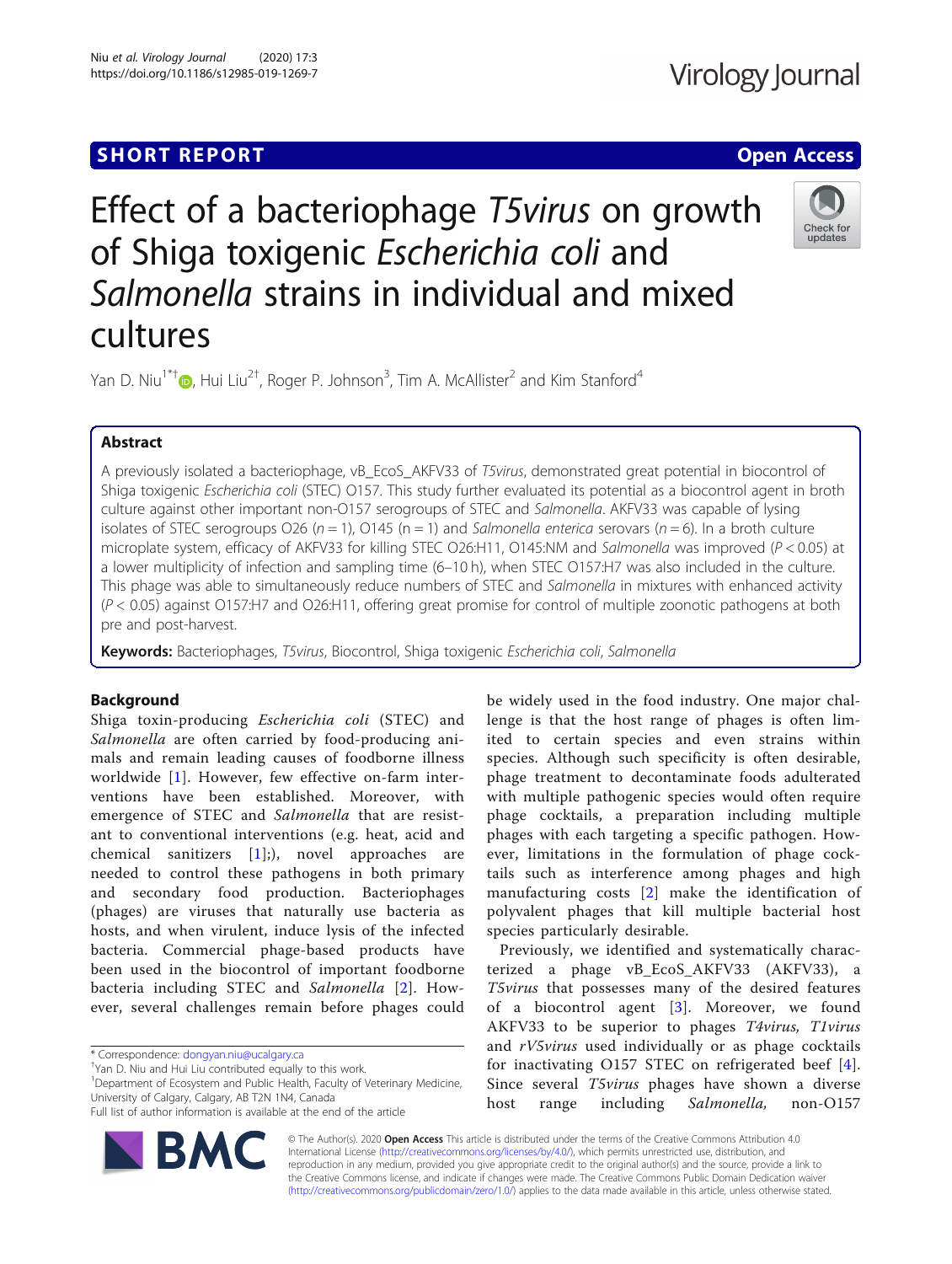SHORT REPORT

Open Access

# Effect of a bacteriophage *T5virus* on growth of Shiga toxigenic *Escherichia coli* and *Salmonella* strains in individual and mixed cultures

Yan D. Niu[1*†], Hui Liu[2†], Roger P. Johnson[3], Tim A. McAllister[2] and Kim Stanford[4]

## Abstract

A previously isolated a bacteriophage, vB_EcoS_AKFV33 of *T5virus*, demonstrated great potential in biocontrol of Shiga toxigenic *Escherichia coli* (STEC) O157. This study further evaluated its potential as a biocontrol agent in broth culture against other important non-O157 serogroups of STEC and *Salmonella*. AKFV33 was capable of lysing isolates of STEC serogroups O26 ($n = 1$), O145 (n = 1) and *Salmonella enterica* serovars ($n = 6$). In a broth culture microplate system, efficacy of AKFV33 for killing STEC O26:H11, O145:NM and *Salmonella* was improved ($P < 0.05$) at a lower multiplicity of infection and sampling time (6–10 h), when STEC O157:H7 was also included in the culture. This phage was able to simultaneously reduce numbers of STEC and *Salmonella* in mixtures with enhanced activity ($P < 0.05$) against O157:H7 and O26:H11, offering great promise for control of multiple zoonotic pathogens at both pre and post-harvest.

**Keywords:** Bacteriophages, *T5virus*, Biocontrol, Shiga toxigenic *Escherichia coli*, *Salmonella*

## Background

Shiga toxin-producing *Escherichia coli* (STEC) and *Salmonella* are often carried by food-producing animals and remain leading causes of foodborne illness worldwide [1]. However, few effective on-farm interventions have been established. Moreover, with emergence of STEC and *Salmonella* that are resistant to conventional interventions (e.g. heat, acid and chemical sanitizers [1];), novel approaches are needed to control these pathogens in both primary and secondary food production. Bacteriophages (phages) are viruses that naturally use bacteria as hosts, and when virulent, induce lysis of the infected bacteria. Commercial phage-based products have been used in the biocontrol of important foodborne bacteria including STEC and *Salmonella* [2]. However, several challenges remain before phages could be widely used in the food industry. One major challenge is that the host range of phages is often limited to certain species and even strains within species. Although such specificity is often desirable, phage treatment to decontaminate foods adulterated with multiple pathogenic species would often require phage cocktails, a preparation including multiple phages with each targeting a specific pathogen. However, limitations in the formulation of phage cocktails such as interference among phages and high manufacturing costs [2] make the identification of polyvalent phages that kill multiple bacterial host species particularly desirable.

Previously, we identified and systematically characterized a phage vB_EcoS_AKFV33 (AKFV33), a *T5virus* that possesses many of the desired features of a biocontrol agent [3]. Moreover, we found AKFV33 to be superior to phages *T4virus, T1virus* and *rV5virus* used individually or as phage cocktails for inactivating O157 STEC on refrigerated beef [4]. Since several *T5virus* phages have shown a diverse host range including *Salmonella,* non-O157

\* Correspondence: dongyan.niu@ucalgary.ca

†Yan D. Niu and Hui Liu contributed equally to this work.

[1]Department of Ecosystem and Public Health, Faculty of Veterinary Medicine, University of Calgary, Calgary, AB T2N 1N4, Canada

Full list of author information is available at the end of the article

© The Author(s). 2020 **Open Access** This article is distributed under the terms of the Creative Commons Attribution 4.0 International License (http://creativecommons.org/licenses/by/4.0/), which permits unrestricted use, distribution, and reproduction in any medium, provided you give appropriate credit to the original author(s) and the source, provide a link to the Creative Commons license, and indicate if changes were made. The Creative Commons Public Domain Dedication waiver (http://creativecommons.org/publicdomain/zero/1.0/) applies to the data made available in this article, unless otherwise stated.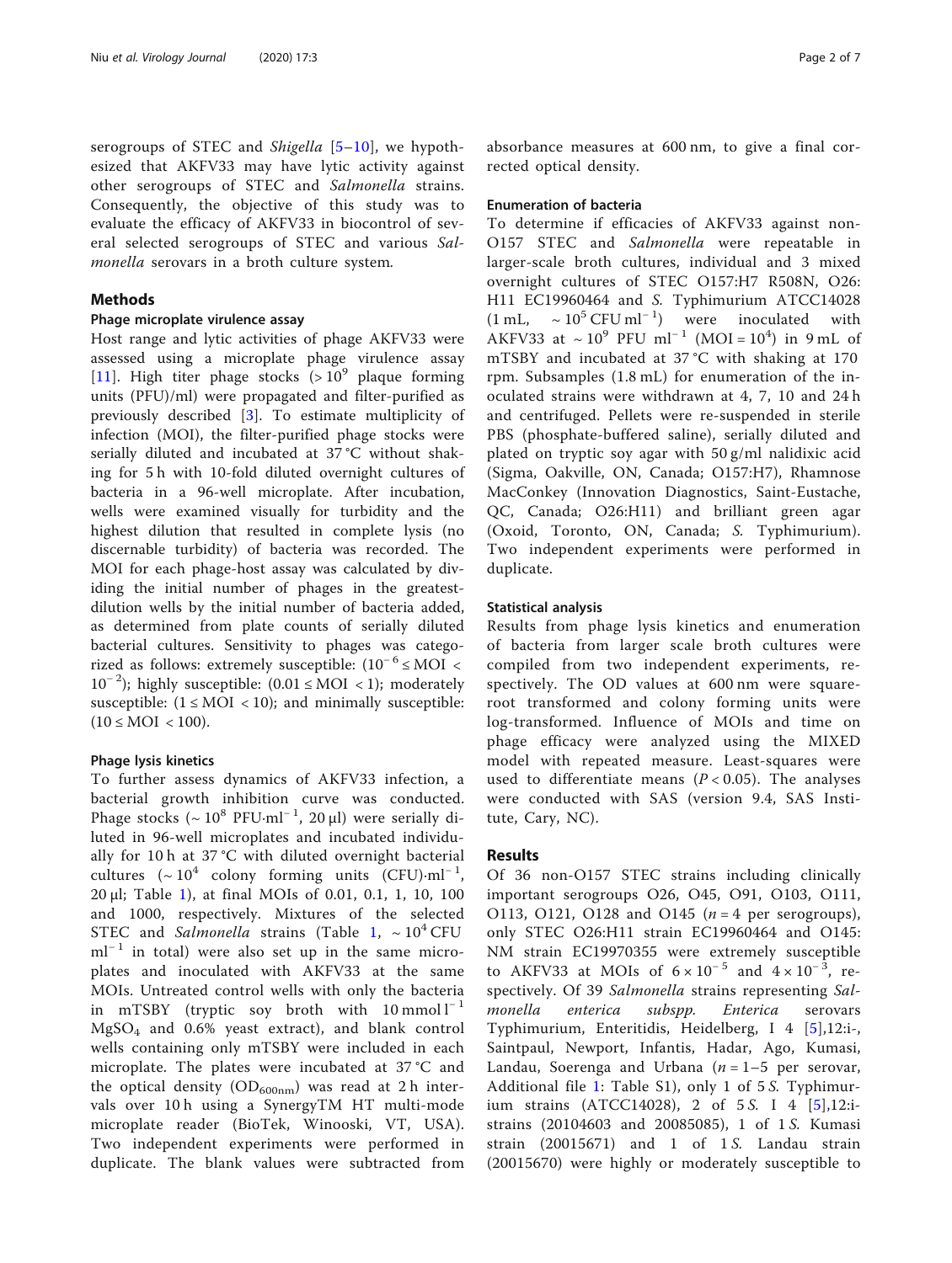serogroups of STEC and *Shigella* [5–10], we hypothesized that AKFV33 may have lytic activity against other serogroups of STEC and *Salmonella* strains. Consequently, the objective of this study was to evaluate the efficacy of AKFV33 in biocontrol of several selected serogroups of STEC and various *Salmonella* serovars in a broth culture system.

## Methods

### Phage microplate virulence assay

Host range and lytic activities of phage AKFV33 were assessed using a microplate phage virulence assay [11]. High titer phage stocks ($>10^9$ plaque forming units (PFU)/ml) were propagated and filter-purified as previously described [3]. To estimate multiplicity of infection (MOI), the filter-purified phage stocks were serially diluted and incubated at 37 °C without shaking for 5 h with 10-fold diluted overnight cultures of bacteria in a 96-well microplate. After incubation, wells were examined visually for turbidity and the highest dilution that resulted in complete lysis (no discernable turbidity) of bacteria was recorded. The MOI for each phage-host assay was calculated by dividing the initial number of phages in the greatest-dilution wells by the initial number of bacteria added, as determined from plate counts of serially diluted bacterial cultures. Sensitivity to phages was categorized as follows: extremely susceptible: ($10^{-6} \leq$ MOI $< 10^{-2}$); highly susceptible: ($0.01 \leq$ MOI $< 1$); moderately susceptible: ($1 \leq$ MOI $< 10$); and minimally susceptible: ($10 \leq$ MOI $< 100$).

### Phage lysis kinetics

To further assess dynamics of AKFV33 infection, a bacterial growth inhibition curve was conducted. Phage stocks ($\sim 10^8$ PFU·ml$^{-1}$, 20 μl) were serially diluted in 96-well microplates and incubated individually for 10 h at 37 °C with diluted overnight bacterial cultures ($\sim 10^4$ colony forming units (CFU)·ml$^{-1}$, 20 μl; Table 1), at final MOIs of 0.01, 0.1, 1, 10, 100 and 1000, respectively. Mixtures of the selected STEC and *Salmonella* strains (Table 1, $\sim 10^4$ CFU ml$^{-1}$ in total) were also set up in the same microplates and inoculated with AKFV33 at the same MOIs. Untreated control wells with only the bacteria in mTSBY (tryptic soy broth with 10 mmol l$^{-1}$ $MgSO_4$ and 0.6% yeast extract), and blank control wells containing only mTSBY were included in each microplate. The plates were incubated at 37 °C and the optical density ($OD_{600nm}$) was read at 2 h intervals over 10 h using a SynergyTM HT multi-mode microplate reader (BioTek, Winooski, VT, USA). Two independent experiments were performed in duplicate. The blank values were subtracted from absorbance measures at 600 nm, to give a final corrected optical density.

### Enumeration of bacteria

To determine if efficacies of AKFV33 against non-O157 STEC and *Salmonella* were repeatable in larger-scale broth cultures, individual and 3 mixed overnight cultures of STEC O157:H7 R508N, O26:H11 EC19960464 and *S.* Typhimurium ATCC14028 (1 mL, $\sim 10^5$ CFU ml$^{-1}$) were inoculated with AKFV33 at $\sim 10^9$ PFU ml$^{-1}$ (MOI = $10^4$) in 9 mL of mTSBY and incubated at 37 °C with shaking at 170 rpm. Subsamples (1.8 mL) for enumeration of the inoculated strains were withdrawn at 4, 7, 10 and 24 h and centrifuged. Pellets were re-suspended in sterile PBS (phosphate-buffered saline), serially diluted and plated on tryptic soy agar with 50 g/ml nalidixic acid (Sigma, Oakville, ON, Canada; O157:H7), Rhamnose MacConkey (Innovation Diagnostics, Saint-Eustache, QC, Canada; O26:H11) and brilliant green agar (Oxoid, Toronto, ON, Canada; *S.* Typhimurium). Two independent experiments were performed in duplicate.

### Statistical analysis

Results from phage lysis kinetics and enumeration of bacteria from larger scale broth cultures were compiled from two independent experiments, respectively. The OD values at 600 nm were square-root transformed and colony forming units were log-transformed. Influence of MOIs and time on phage efficacy were analyzed using the MIXED model with repeated measure. Least-squares were used to differentiate means ($P < 0.05$). The analyses were conducted with SAS (version 9.4, SAS Institute, Cary, NC).

## Results

Of 36 non-O157 STEC strains including clinically important serogroups O26, O45, O91, O103, O111, O113, O121, O128 and O145 ($n = 4$ per serogroups), only STEC O26:H11 strain EC19960464 and O145:NM strain EC19970355 were extremely susceptible to AKFV33 at MOIs of $6 \times 10^{-5}$ and $4 \times 10^{-3}$, respectively. Of 39 *Salmonella* strains representing *Salmonella enterica subspp. Enterica* serovars Typhimurium, Enteritidis, Heidelberg, I 4 [5],12:i-, Saintpaul, Newport, Infantis, Hadar, Ago, Kumasi, Landau, Soerenga and Urbana ($n = 1–5$ per serovar, Additional file 1: Table S1), only 1 of 5 *S.* Typhimurium strains (ATCC14028), 2 of 5 *S.* I 4 [5],12:i- strains (20104603 and 20085085), 1 of 1 *S.* Kumasi strain (20015671) and 1 of 1 *S.* Landau strain (20015670) were highly or moderately susceptible to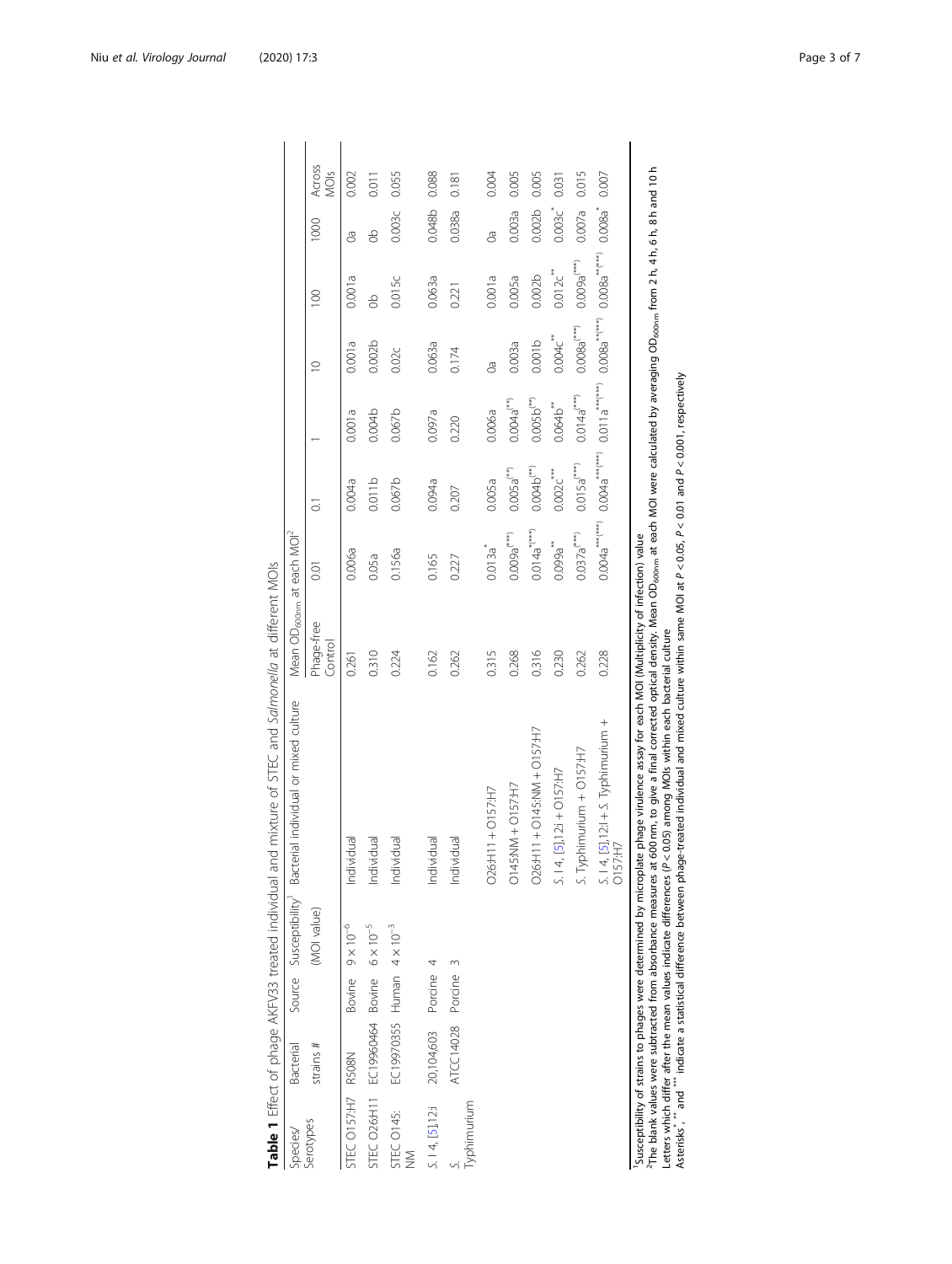**Table 1** Effect of phage AKFV33 treated individual and mixture of STEC and *Salmonella* at different MOIs

| Species/ Serotypes | Bacterial strains # | Source | Susceptibility[1] (MOI value) | Bacterial individual or mixed culture | Mean $OD_{600nm}$ at each MOI[2] | | | | | | | |
|---|---|---|---|---|---|---|---|---|---|---|---|---|
| | | | | | Phage-free Control | 0.01 | 0.1 | 1 | 10 | 100 | 1000 | Across MOIs |
| STEC O157:H7 | R508N | Bovine | $9 \times 10^{-6}$ | Individual | 0.261 | 0.006a | 0.004a | 0.001a | 0.001a | 0.001a | 0a | 0.002 |
| STEC O26:H11 | EC19960464 | Bovine | $6 \times 10^{-5}$ | Individual | 0.310 | 0.05a | 0.011b | 0.004b | 0.002b | 0b | 0b | 0.011 |
| STEC O145: NM | EC19970355 | Human | $4 \times 10^{-3}$ | Individual | 0.224 | 0.156a | 0.067b | 0.067b | 0.02c | 0.015c | 0.003c | 0.055 |
| *S.* I 4, [5],12:i | 20,104,603 | Porcine | 4 | Individual | 0.162 | 0.165 | 0.094a | 0.097a | 0.063a | 0.063a | 0.048b | 0.088 |
| *S.* Typhimurium | ATCC14028 | Porcine | 3 | Individual | 0.262 | 0.227 | 0.207 | 0.220 | 0.174 | 0.221 | 0.038a | 0.181 |
| | | | | O26:H11 + O157:H7 | 0.315 | 0.013a* | 0.005a | 0.006a | 0a | 0.001a | 0a | 0.004 |
| | | | | O145:NM + O157:H7 | 0.268 | 0.009a(***) | 0.005a(**) | 0.004a(**) | 0.003a | 0.005a | 0.003a | 0.005 |
| | | | | O26:H11 + O145:NM + O157:H7 | 0.316 | 0.014a*(***) | 0.004b(**) | 0.005b(**) | 0.001b | 0.002b | 0.002b | 0.005 |
| | | | | *S.* I 4, [5],12:i + O157:H7 | 0.230 | 0.099a** | 0.002c*** | 0.064b** | 0.004c** | 0.012c** | 0.003c* | 0.031 |
| | | | | *S.* Typhimurium + O157:H7 | 0.262 | 0.037a(***) | 0.015a(***) | 0.014a(***) | 0.008a(***) | 0.009a(***) | 0.007a | 0.015 |
| | | | | *S.* I 4, [5],12:I + *S.* Typhimurium + O157:H7 | 0.228 | 0.004a***(***) | 0.004a***(***) | 0.011a***(***) | 0.008a**(***) | 0.008a**(***) | 0.008a* | 0.007 |

[1]Susceptibility of strains to phages were determined by microplate phage virulence assay for each MOI (Multiplicity of infection) value

[2]The blank values were subtracted from absorbance measures at 600 nm, to give a final corrected optical density. Mean $OD_{600nm}$ at each MOI were calculated by averaging $OD_{600nm}$ from 2 h, 4 h, 6 h, 8 h and 10 h

Letters which differ after the mean values indicate differences ($P < 0.05$) among MOIs within each bacterial culture

Asterisks*, ** and *** indicate a statistical difference between phage-treated individual and mixed culture within same MOI at $P < 0.05$, $P < 0.01$ and $P < 0.001$, respectively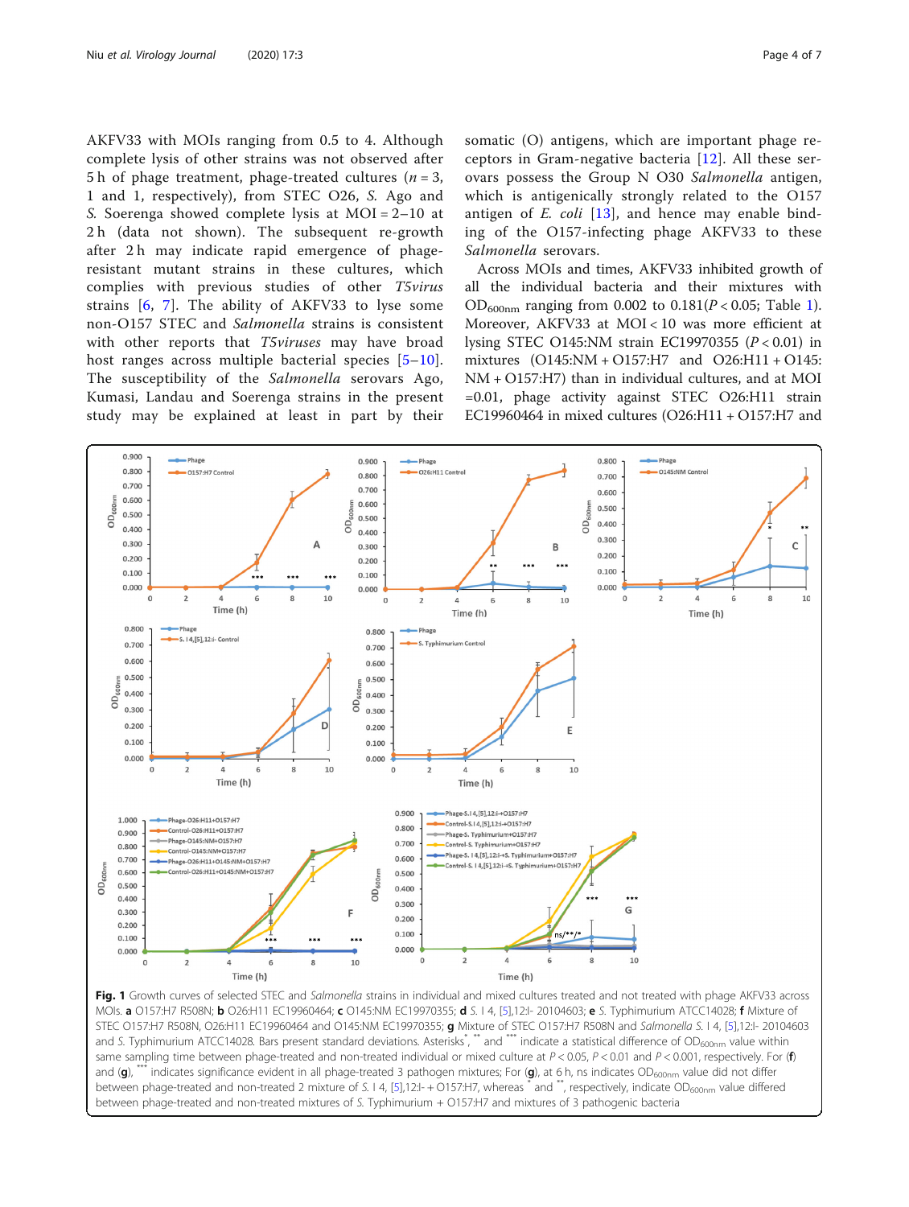AKFV33 with MOIs ranging from 0.5 to 4. Although complete lysis of other strains was not observed after 5 h of phage treatment, phage-treated cultures ($n = 3$, 1 and 1, respectively), from STEC O26, *S.* Ago and *S.* Soerenga showed complete lysis at MOI = 2–10 at 2 h (data not shown). The subsequent re-growth after 2 h may indicate rapid emergence of phage-resistant mutant strains in these cultures, which complies with previous studies of other *T5virus* strains [6, 7]. The ability of AKFV33 to lyse some non-O157 STEC and *Salmonella* strains is consistent with other reports that *T5viruses* may have broad host ranges across multiple bacterial species [5–10]. The susceptibility of the *Salmonella* serovars Ago, Kumasi, Landau and Soerenga strains in the present study may be explained at least in part by their somatic (O) antigens, which are important phage receptors in Gram-negative bacteria [12]. All these serovars possess the Group N O30 *Salmonella* antigen, which is antigenically strongly related to the O157 antigen of *E. coli* [13], and hence may enable binding of the O157-infecting phage AKFV33 to these *Salmonella* serovars.

Across MOIs and times, AKFV33 inhibited growth of all the individual bacteria and their mixtures with $OD_{600nm}$ ranging from 0.002 to 0.181($P < 0.05$; Table 1). Moreover, AKFV33 at MOI < 10 was more efficient at lysing STEC O145:NM strain EC19970355 ($P < 0.01$) in mixtures (O145:NM + O157:H7 and O26:H11 + O145:NM + O157:H7) than in individual cultures, and at MOI =0.01, phage activity against STEC O26:H11 strain EC19960464 in mixed cultures (O26:H11 + O157:H7 and

**Fig. 1** Growth curves of selected STEC and *Salmonella* strains in individual and mixed cultures treated and not treated with phage AKFV33 across MOIs. **a** O157:H7 R508N; **b** O26:H11 EC19960464; **c** O145:NM EC19970355; **d** *S.* I 4, [5],12:i- 20104603; **e** *S.* Typhimurium ATCC14028; **f** Mixture of STEC O157:H7 R508N, O26:H11 EC19960464 and O145:NM EC19970355; **g** Mixture of STEC O157:H7 R508N and *Salmonella S.* I 4, [5],12:i- 20104603 and *S.* Typhimurium ATCC14028. Bars present standard deviations. Asterisks*, ** and *** indicate a statistical difference of $OD_{600nm}$ value within same sampling time between phage-treated and non-treated individual or mixed culture at $P < 0.05$, $P < 0.01$ and $P < 0.001$, respectively. For (**f**) and (**g**), *** indicates significance evident in all phage-treated 3 pathogen mixtures; For (**g**), at 6 h, ns indicates $OD_{600nm}$ value did not differ between phage-treated and non-treated 2 mixture of *S.* I 4, [5],12:i- + O157:H7, whereas * and **, respectively, indicate $OD_{600nm}$ value differed between phage-treated and non-treated mixtures of *S.* Typhimurium + O157:H7 and mixtures of 3 pathogenic bacteria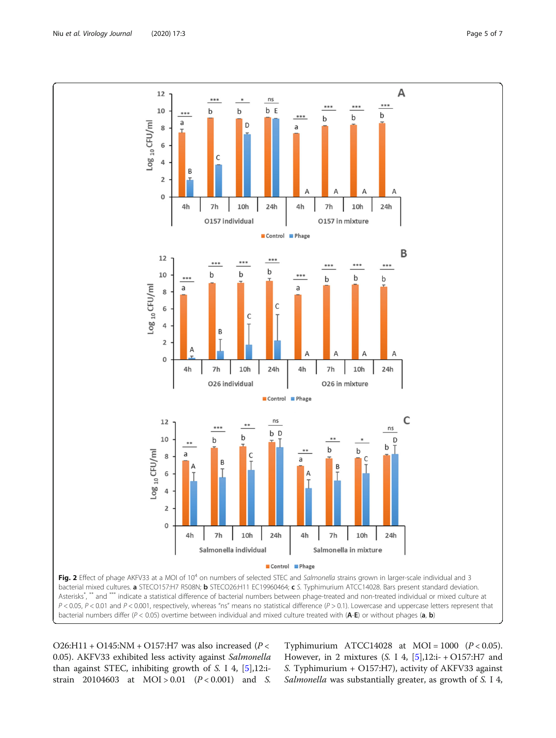**Fig. 2** Effect of phage AKFV33 at a MOI of $10^4$ on numbers of selected STEC and *Salmonella* strains grown in larger-scale individual and 3 bacterial mixed cultures. **a** STECO157:H7 R508N; **b** STECO26:H11 EC19960464; **c** *S.* Typhimurium ATCC14028. Bars present standard deviation. Asterisks[*], [**] and [***] indicate a statistical difference of bacterial numbers between phage-treated and non-treated individual or mixed culture at $P < 0.05$, $P < 0.01$ and $P < 0.001$, respectively, whereas "ns" means no statistical difference ($P > 0.1$). Lowercase and uppercase letters represent that bacterial numbers differ ($P < 0.05$) overtime between individual and mixed culture treated with (**A**-**E**) or without phages (**a**, **b**)

O26:H11 + O145:NM + O157:H7 was also increased ($P < 0.05$). AKFV33 exhibited less activity against *Salmonella* than against STEC, inhibiting growth of *S.* I 4, [5],12:i- strain 20104603 at MOI > 0.01 ($P < 0.001$) and *S.* Typhimurium ATCC14028 at MOI = 1000 ($P < 0.05$). However, in 2 mixtures (*S.* I 4, [5],12:i- + O157:H7 and *S.* Typhimurium + O157:H7), activity of AKFV33 against *Salmonella* was substantially greater, as growth of *S.* I 4,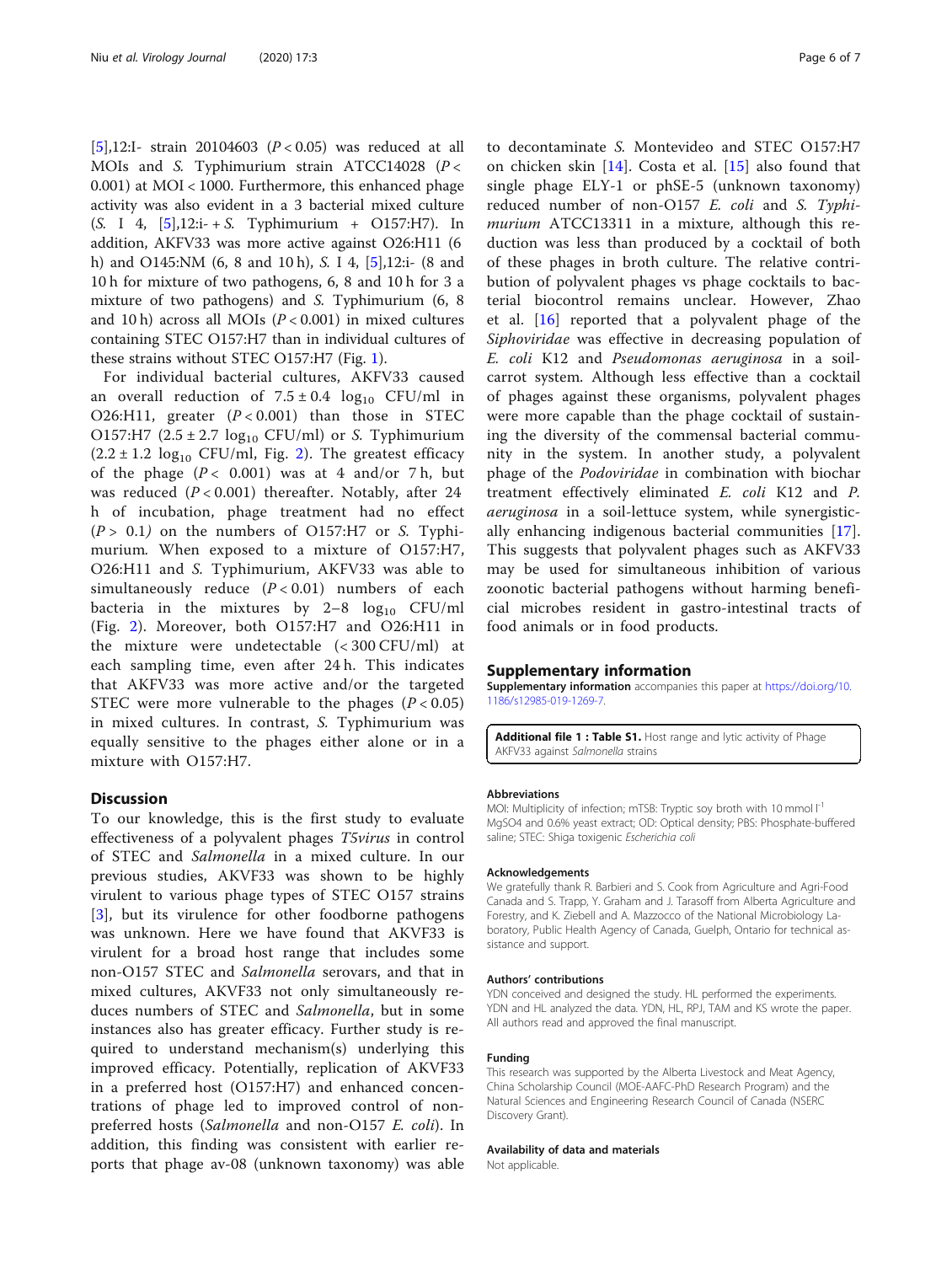[5],12:I- strain 20104603 ($P < 0.05$) was reduced at all MOIs and *S.* Typhimurium strain ATCC14028 ($P < 0.001$) at MOI < 1000. Furthermore, this enhanced phage activity was also evident in a 3 bacterial mixed culture (*S.* I 4, [5],12:i- + *S.* Typhimurium + O157:H7). In addition, AKFV33 was more active against O26:H11 (6 h) and O145:NM (6, 8 and 10 h), *S.* I 4, [5],12:i- (8 and 10 h for mixture of two pathogens, 6, 8 and 10 h for 3 a mixture of two pathogens) and *S.* Typhimurium (6, 8 and 10 h) across all MOIs ($P < 0.001$) in mixed cultures containing STEC O157:H7 than in individual cultures of these strains without STEC O157:H7 (Fig. 1).

For individual bacterial cultures, AKFV33 caused an overall reduction of $7.5 \pm 0.4$ $\log_{10}$ CFU/ml in O26:H11, greater ($P < 0.001$) than those in STEC O157:H7 ($2.5 \pm 2.7$ $\log_{10}$ CFU/ml) or *S.* Typhimurium ($2.2 \pm 1.2$ $\log_{10}$ CFU/ml, Fig. 2). The greatest efficacy of the phage ($P < 0.001$) was at 4 and/or 7 h, but was reduced ($P < 0.001$) thereafter. Notably, after 24 h of incubation, phage treatment had no effect ($P > 0.1$) on the numbers of O157:H7 or *S.* Typhimurium. When exposed to a mixture of O157:H7, O26:H11 and *S.* Typhimurium, AKFV33 was able to simultaneously reduce ($P < 0.01$) numbers of each bacteria in the mixtures by 2–8 $\log_{10}$ CFU/ml (Fig. 2). Moreover, both O157:H7 and O26:H11 in the mixture were undetectable (< 300 CFU/ml) at each sampling time, even after 24 h. This indicates that AKFV33 was more active and/or the targeted STEC were more vulnerable to the phages ($P < 0.05$) in mixed cultures. In contrast, *S.* Typhimurium was equally sensitive to the phages either alone or in a mixture with O157:H7.

## Discussion

To our knowledge, this is the first study to evaluate effectiveness of a polyvalent phages *T5virus* in control of STEC and *Salmonella* in a mixed culture. In our previous studies, AKVF33 was shown to be highly virulent to various phage types of STEC O157 strains [3], but its virulence for other foodborne pathogens was unknown. Here we have found that AKVF33 is virulent for a broad host range that includes some non-O157 STEC and *Salmonella* serovars, and that in mixed cultures, AKVF33 not only simultaneously reduces numbers of STEC and *Salmonella*, but in some instances also has greater efficacy. Further study is required to understand mechanism(s) underlying this improved efficacy. Potentially, replication of AKVF33 in a preferred host (O157:H7) and enhanced concentrations of phage led to improved control of non-preferred hosts (*Salmonella* and non-O157 *E. coli*). In addition, this finding was consistent with earlier reports that phage av-08 (unknown taxonomy) was able to decontaminate *S.* Montevideo and STEC O157:H7 on chicken skin [14]. Costa et al. [15] also found that single phage ELY-1 or phSE-5 (unknown taxonomy) reduced number of non-O157 *E. coli* and *S. Typhimurium* ATCC13311 in a mixture, although this reduction was less than produced by a cocktail of both of these phages in broth culture. The relative contribution of polyvalent phages vs phage cocktails to bacterial biocontrol remains unclear. However, Zhao et al. [16] reported that a polyvalent phage of the *Siphoviridae* was effective in decreasing population of *E. coli* K12 and *Pseudomonas aeruginosa* in a soil-carrot system. Although less effective than a cocktail of phages against these organisms, polyvalent phages were more capable than the phage cocktail of sustaining the diversity of the commensal bacterial community in the system. In another study, a polyvalent phage of the *Podoviridae* in combination with biochar treatment effectively eliminated *E. coli* K12 and *P. aeruginosa* in a soil-lettuce system, while synergistically enhancing indigenous bacterial communities [17]. This suggests that polyvalent phages such as AKFV33 may be used for simultaneous inhibition of various zoonotic bacterial pathogens without harming beneficial microbes resident in gastro-intestinal tracts of food animals or in food products.

## Supplementary information

**Supplementary information** accompanies this paper at https://doi.org/10.1186/s12985-019-1269-7.

**Additional file 1 : Table S1.** Host range and lytic activity of Phage AKFV33 against *Salmonella* strains

#### Abbreviations

MOI: Multiplicity of infection; mTSB: Tryptic soy broth with 10 mmol $l^{-1}$ MgSO4 and 0.6% yeast extract; OD: Optical density; PBS: Phosphate-buffered saline; STEC: Shiga toxigenic *Escherichia coli*

#### Acknowledgements

We gratefully thank R. Barbieri and S. Cook from Agriculture and Agri-Food Canada and S. Trapp, Y. Graham and J. Tarasoff from Alberta Agriculture and Forestry, and K. Ziebell and A. Mazzocco of the National Microbiology Laboratory, Public Health Agency of Canada, Guelph, Ontario for technical assistance and support.

#### Authors' contributions

YDN conceived and designed the study. HL performed the experiments. YDN and HL analyzed the data. YDN, HL, RPJ, TAM and KS wrote the paper. All authors read and approved the final manuscript.

#### Funding

This research was supported by the Alberta Livestock and Meat Agency, China Scholarship Council (MOE-AAFC-PhD Research Program) and the Natural Sciences and Engineering Research Council of Canada (NSERC Discovery Grant).

#### Availability of data and materials

Not applicable.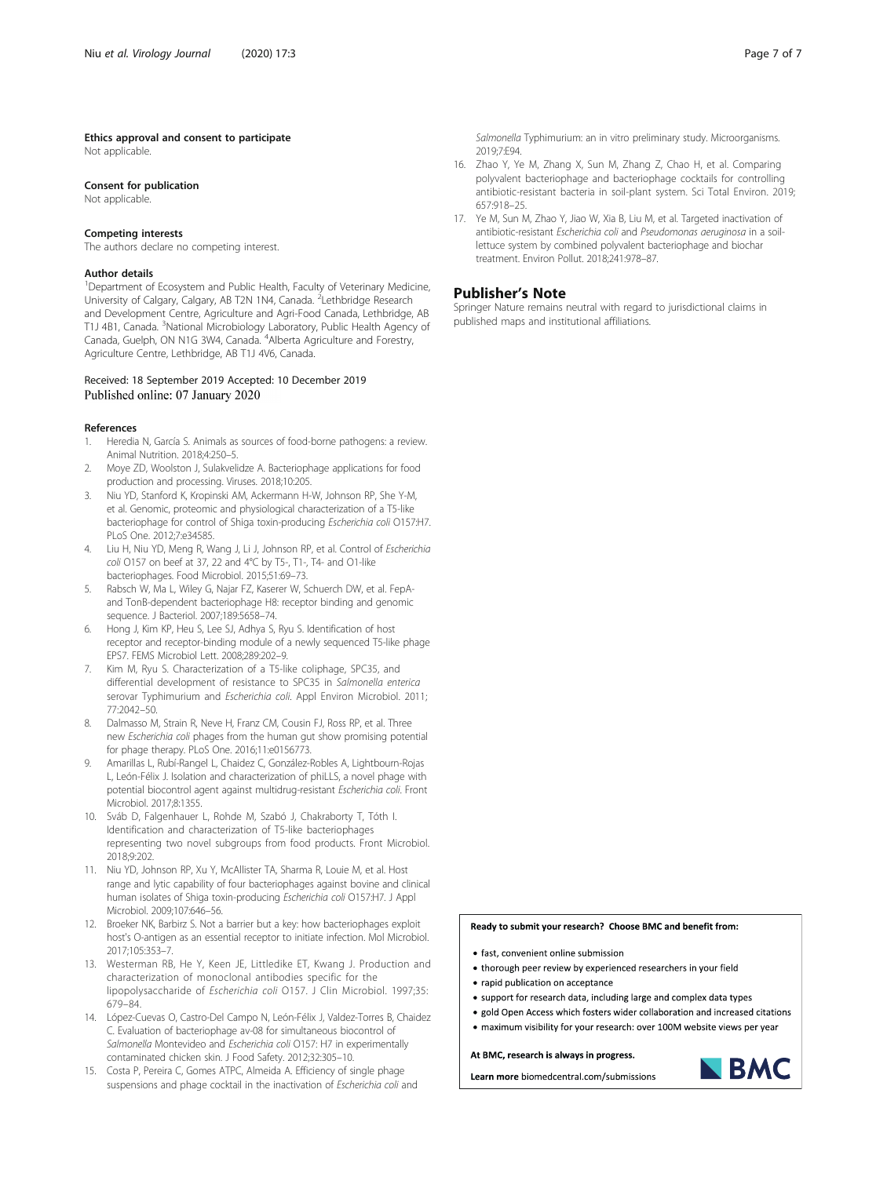### Ethics approval and consent to participate

Not applicable.

### Consent for publication

Not applicable.

### Competing interests

The authors declare no competing interest.

### Author details

[1]Department of Ecosystem and Public Health, Faculty of Veterinary Medicine, University of Calgary, Calgary, AB T2N 1N4, Canada. [2]Lethbridge Research and Development Centre, Agriculture and Agri-Food Canada, Lethbridge, AB T1J 4B1, Canada. [3]National Microbiology Laboratory, Public Health Agency of Canada, Guelph, ON N1G 3W4, Canada. [4]Alberta Agriculture and Forestry, Agriculture Centre, Lethbridge, AB T1J 4V6, Canada.

Received: 18 September 2019 Accepted: 10 December 2019
Published online: 07 January 2020

### References

1. Heredia N, García S. Animals as sources of food-borne pathogens: a review. Animal Nutrition. 2018;4:250–5.
2. Moye ZD, Woolston J, Sulakvelidze A. Bacteriophage applications for food production and processing. Viruses. 2018;10:205.
3. Niu YD, Stanford K, Kropinski AM, Ackermann H-W, Johnson RP, She Y-M, et al. Genomic, proteomic and physiological characterization of a T5-like bacteriophage for control of Shiga toxin-producing *Escherichia coli* O157:H7. PLoS One. 2012;7:e34585.
4. Liu H, Niu YD, Meng R, Wang J, Li J, Johnson RP, et al. Control of *Escherichia coli* O157 on beef at 37, 22 and 4°C by T5-, T1-, T4- and O1-like bacteriophages. Food Microbiol. 2015;51:69–73.
5. Rabsch W, Ma L, Wiley G, Najar FZ, Kaserer W, Schuerch DW, et al. FepA- and TonB-dependent bacteriophage H8: receptor binding and genomic sequence. J Bacteriol. 2007;189:5658–74.
6. Hong J, Kim KP, Heu S, Lee SJ, Adhya S, Ryu S. Identification of host receptor and receptor-binding module of a newly sequenced T5-like phage EPS7. FEMS Microbiol Lett. 2008;289:202–9.
7. Kim M, Ryu S. Characterization of a T5-like coliphage, SPC35, and differential development of resistance to SPC35 in *Salmonella enterica* serovar Typhimurium and *Escherichia coli*. Appl Environ Microbiol. 2011; 77:2042–50.
8. Dalmasso M, Strain R, Neve H, Franz CM, Cousin FJ, Ross RP, et al. Three new *Escherichia coli* phages from the human gut show promising potential for phage therapy. PLoS One. 2016;11:e0156773.
9. Amarillas L, Rubí-Rangel L, Chaidez C, González-Robles A, Lightbourn-Rojas L, León-Félix J. Isolation and characterization of phiLLS, a novel phage with potential biocontrol agent against multidrug-resistant *Escherichia coli*. Front Microbiol. 2017;8:1355.
10. Sváb D, Falgenhauer L, Rohde M, Szabó J, Chakraborty T, Tóth I. Identification and characterization of T5-like bacteriophages representing two novel subgroups from food products. Front Microbiol. 2018;9:202.
11. Niu YD, Johnson RP, Xu Y, McAllister TA, Sharma R, Louie M, et al. Host range and lytic capability of four bacteriophages against bovine and clinical human isolates of Shiga toxin-producing *Escherichia coli* O157:H7. J Appl Microbiol. 2009;107:646–56.
12. Broeker NK, Barbirz S. Not a barrier but a key: how bacteriophages exploit host's O-antigen as an essential receptor to initiate infection. Mol Microbiol. 2017;105:353–7.
13. Westerman RB, He Y, Keen JE, Littledike ET, Kwang J. Production and characterization of monoclonal antibodies specific for the lipopolysaccharide of *Escherichia coli* O157. J Clin Microbiol. 1997;35: 679–84.
14. López-Cuevas O, Castro-Del Campo N, León-Félix J, Valdez-Torres B, Chaidez C. Evaluation of bacteriophage av-08 for simultaneous biocontrol of *Salmonella* Montevideo and *Escherichia coli* O157: H7 in experimentally contaminated chicken skin. J Food Safety. 2012;32:305–10.
15. Costa P, Pereira C, Gomes ATPC, Almeida A. Efficiency of single phage suspensions and phage cocktail in the inactivation of *Escherichia coli* and *Salmonella* Typhimurium: an in vitro preliminary study. Microorganisms. 2019;7:E94.
16. Zhao Y, Ye M, Zhang X, Sun M, Zhang Z, Chao H, et al. Comparing polyvalent bacteriophage and bacteriophage cocktails for controlling antibiotic-resistant bacteria in soil-plant system. Sci Total Environ. 2019; 657:918–25.
17. Ye M, Sun M, Zhao Y, Jiao W, Xia B, Liu M, et al. Targeted inactivation of antibiotic-resistant *Escherichia coli* and *Pseudomonas aeruginosa* in a soil-lettuce system by combined polyvalent bacteriophage and biochar treatment. Environ Pollut. 2018;241:978–87.

## Publisher's Note

Springer Nature remains neutral with regard to jurisdictional claims in published maps and institutional affiliations.

**Ready to submit your research? Choose BMC and benefit from:**

- fast, convenient online submission
- thorough peer review by experienced researchers in your field
- rapid publication on acceptance
- support for research data, including large and complex data types
- gold Open Access which fosters wider collaboration and increased citations
- maximum visibility for your research: over 100M website views per year

**At BMC, research is always in progress.**

**Learn more** biomedcentral.com/submissions